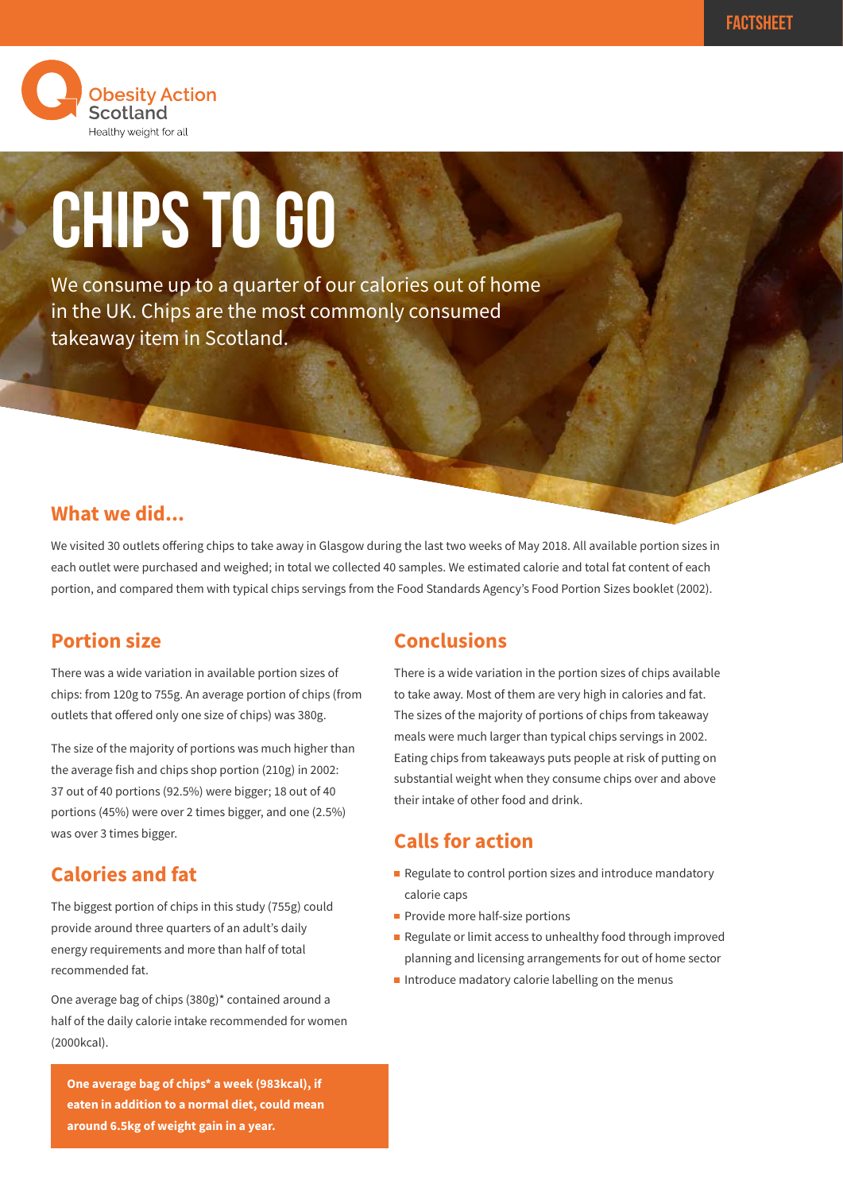FACTSHEET

Obesity Action Scotland
Healthy weight for all

# CHIPS TO GO

We consume up to a quarter of our calories out of home in the UK. Chips are the most commonly consumed takeaway item in Scotland.

## What we did...

We visited 30 outlets offering chips to take away in Glasgow during the last two weeks of May 2018. All available portion sizes in each outlet were purchased and weighed; in total we collected 40 samples. We estimated calorie and total fat content of each portion, and compared them with typical chips servings from the Food Standards Agency's Food Portion Sizes booklet (2002).

## Portion size

There was a wide variation in available portion sizes of chips: from 120g to 755g. An average portion of chips (from outlets that offered only one size of chips) was 380g.

The size of the majority of portions was much higher than the average fish and chips shop portion (210g) in 2002: 37 out of 40 portions (92.5%) were bigger; 18 out of 40 portions (45%) were over 2 times bigger, and one (2.5%) was over 3 times bigger.

## Calories and fat

The biggest portion of chips in this study (755g) could provide around three quarters of an adult's daily energy requirements and more than half of total recommended fat.

One average bag of chips (380g)* contained around a half of the daily calorie intake recommended for women (2000kcal).

**One average bag of chips* a week (983kcal), if eaten in addition to a normal diet, could mean around 6.5kg of weight gain in a year.**

## Conclusions

There is a wide variation in the portion sizes of chips available to take away. Most of them are very high in calories and fat. The sizes of the majority of portions of chips from takeaway meals were much larger than typical chips servings in 2002. Eating chips from takeaways puts people at risk of putting on substantial weight when they consume chips over and above their intake of other food and drink.

## Calls for action

- Regulate to control portion sizes and introduce mandatory calorie caps
- Provide more half-size portions
- Regulate or limit access to unhealthy food through improved planning and licensing arrangements for out of home sector
- Introduce madatory calorie labelling on the menus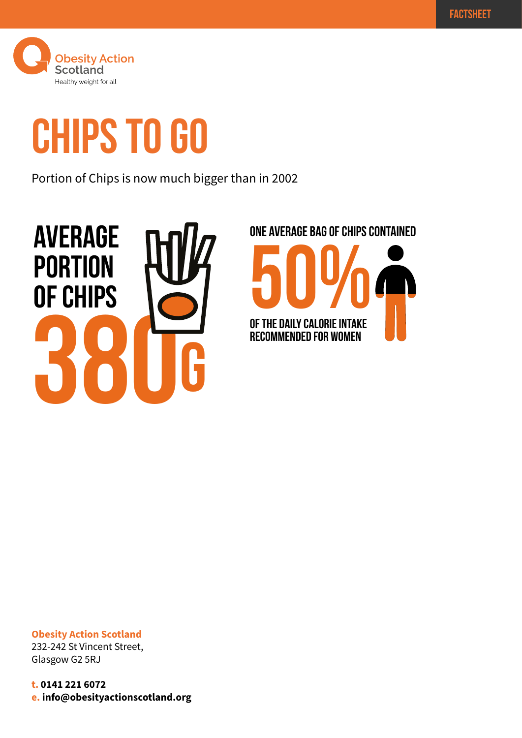FACTSHEET

Obesity Action Scotland
Healthy weight for all

# CHIPS TO GO

Portion of Chips is now much bigger than in 2002

AVERAGE PORTION OF CHIPS

380G

ONE AVERAGE BAG OF CHIPS CONTAINED

50%

OF THE DAILY CALORIE INTAKE RECOMMENDED FOR WOMEN

**Obesity Action Scotland**
232-242 St Vincent Street,
Glasgow G2 5RJ

**t. 0141 221 6072**
**e. info@obesityactionscotland.org**